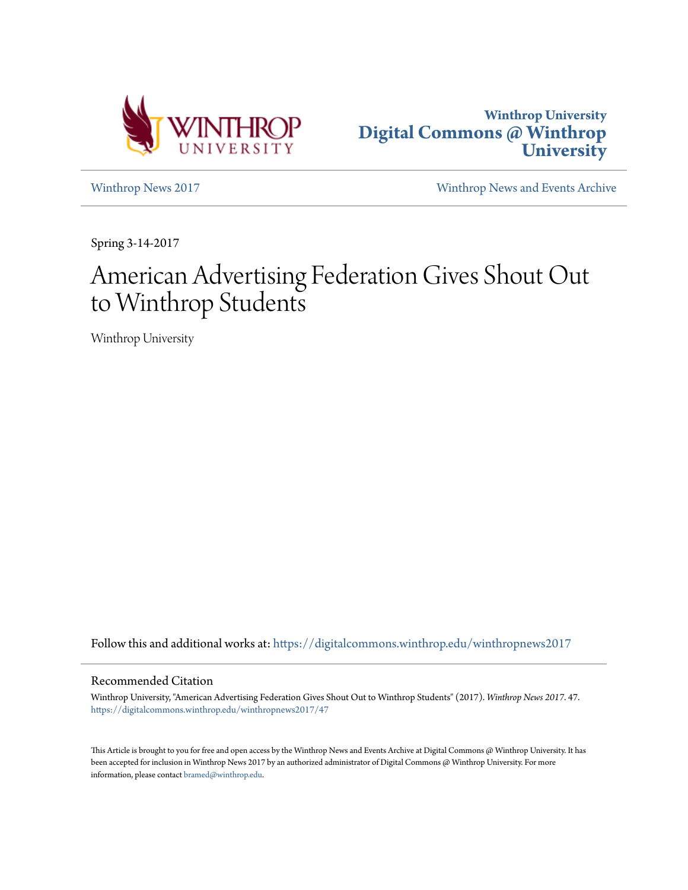Winthrop University
Digital Commons @ Winthrop University

Winthrop News 2017

Winthrop News and Events Archive

Spring 3-14-2017

# American Advertising Federation Gives Shout Out to Winthrop Students

Winthrop University

Follow this and additional works at: https://digitalcommons.winthrop.edu/winthropnews2017

## Recommended Citation

Winthrop University, "American Advertising Federation Gives Shout Out to Winthrop Students" (2017). *Winthrop News 2017*. 47.
https://digitalcommons.winthrop.edu/winthropnews2017/47

This Article is brought to you for free and open access by the Winthrop News and Events Archive at Digital Commons @ Winthrop University. It has been accepted for inclusion in Winthrop News 2017 by an authorized administrator of Digital Commons @ Winthrop University. For more information, please contact bramed@winthrop.edu.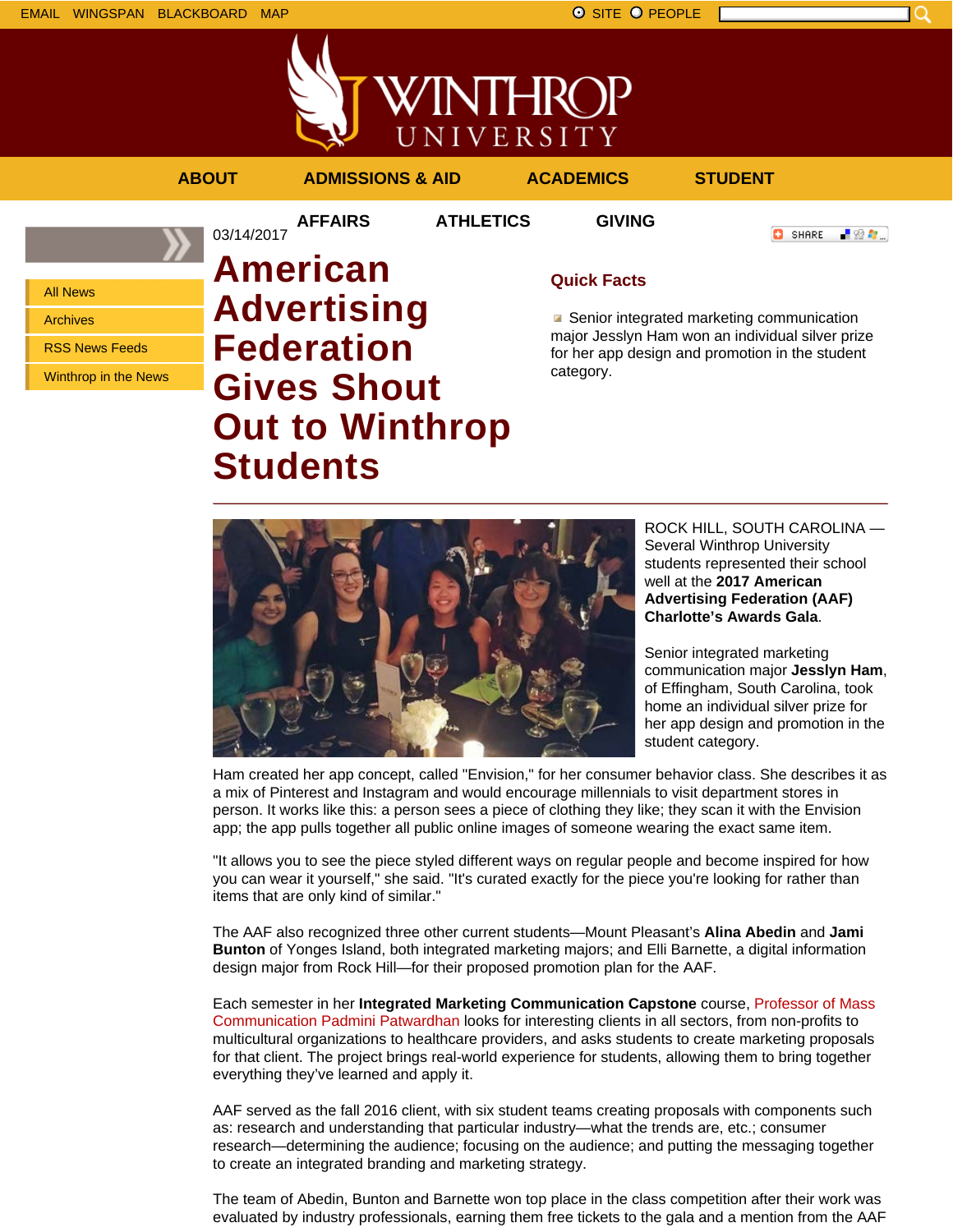EMAIL WINGSPAN BLACKBOARD MAP

SITE PEOPLE

ABOUT ADMISSIONS & AID ACADEMICS STUDENT AFFAIRS ATHLETICS GIVING

- All News
- Archives
- RSS News Feeds
- Winthrop in the News

03/14/2017

# American Advertising Federation Gives Shout Out to Winthrop Students

### Quick Facts

- Senior integrated marketing communication major Jesslyn Ham won an individual silver prize for her app design and promotion in the student category.

ROCK HILL, SOUTH CAROLINA — Several Winthrop University students represented their school well at the **2017 American Advertising Federation (AAF) Charlotte's Awards Gala**.

Senior integrated marketing communication major **Jesslyn Ham**, of Effingham, South Carolina, took home an individual silver prize for her app design and promotion in the student category.

Ham created her app concept, called "Envision," for her consumer behavior class. She describes it as a mix of Pinterest and Instagram and would encourage millennials to visit department stores in person. It works like this: a person sees a piece of clothing they like; they scan it with the Envision app; the app pulls together all public online images of someone wearing the exact same item.

"It allows you to see the piece styled different ways on regular people and become inspired for how you can wear it yourself," she said. "It's curated exactly for the piece you're looking for rather than items that are only kind of similar."

The AAF also recognized three other current students—Mount Pleasant's **Alina Abedin** and **Jami Bunton** of Yonges Island, both integrated marketing majors; and Elli Barnette, a digital information design major from Rock Hill—for their proposed promotion plan for the AAF.

Each semester in her **Integrated Marketing Communication Capstone** course, Professor of Mass Communication Padmini Patwardhan looks for interesting clients in all sectors, from non-profits to multicultural organizations to healthcare providers, and asks students to create marketing proposals for that client. The project brings real-world experience for students, allowing them to bring together everything they've learned and apply it.

AAF served as the fall 2016 client, with six student teams creating proposals with components such as: research and understanding that particular industry—what the trends are, etc.; consumer research—determining the audience; focusing on the audience; and putting the messaging together to create an integrated branding and marketing strategy.

The team of Abedin, Bunton and Barnette won top place in the class competition after their work was evaluated by industry professionals, earning them free tickets to the gala and a mention from the AAF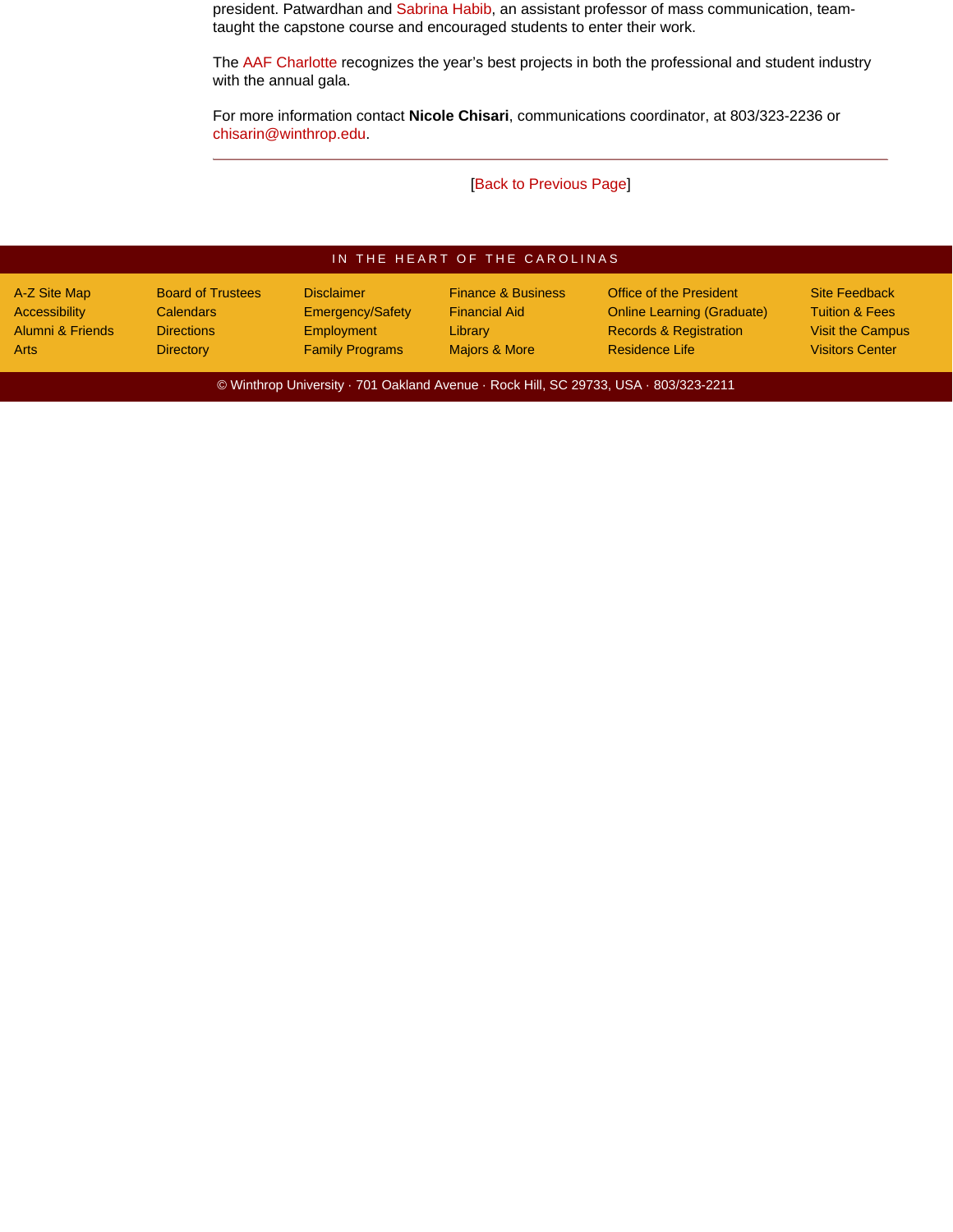president. Patwardhan and Sabrina Habib, an assistant professor of mass communication, team-taught the capstone course and encouraged students to enter their work.

The AAF Charlotte recognizes the year's best projects in both the professional and student industry with the annual gala.

For more information contact **Nicole Chisari**, communications coordinator, at 803/323-2236 or chisarin@winthrop.edu.

---

[Back to Previous Page]

IN THE HEART OF THE CAROLINAS

| | | | | | |
|---|---|---|---|---|---|
| A-Z Site Map | Board of Trustees | Disclaimer | Finance & Business | Office of the President | Site Feedback |
| Accessibility | Calendars | Emergency/Safety | Financial Aid | Online Learning (Graduate) | Tuition & Fees |
| Alumni & Friends | Directions | Employment | Library | Records & Registration | Visit the Campus |
| Arts | Directory | Family Programs | Majors & More | Residence Life | Visitors Center |

© Winthrop University · 701 Oakland Avenue · Rock Hill, SC 29733, USA · 803/323-2211